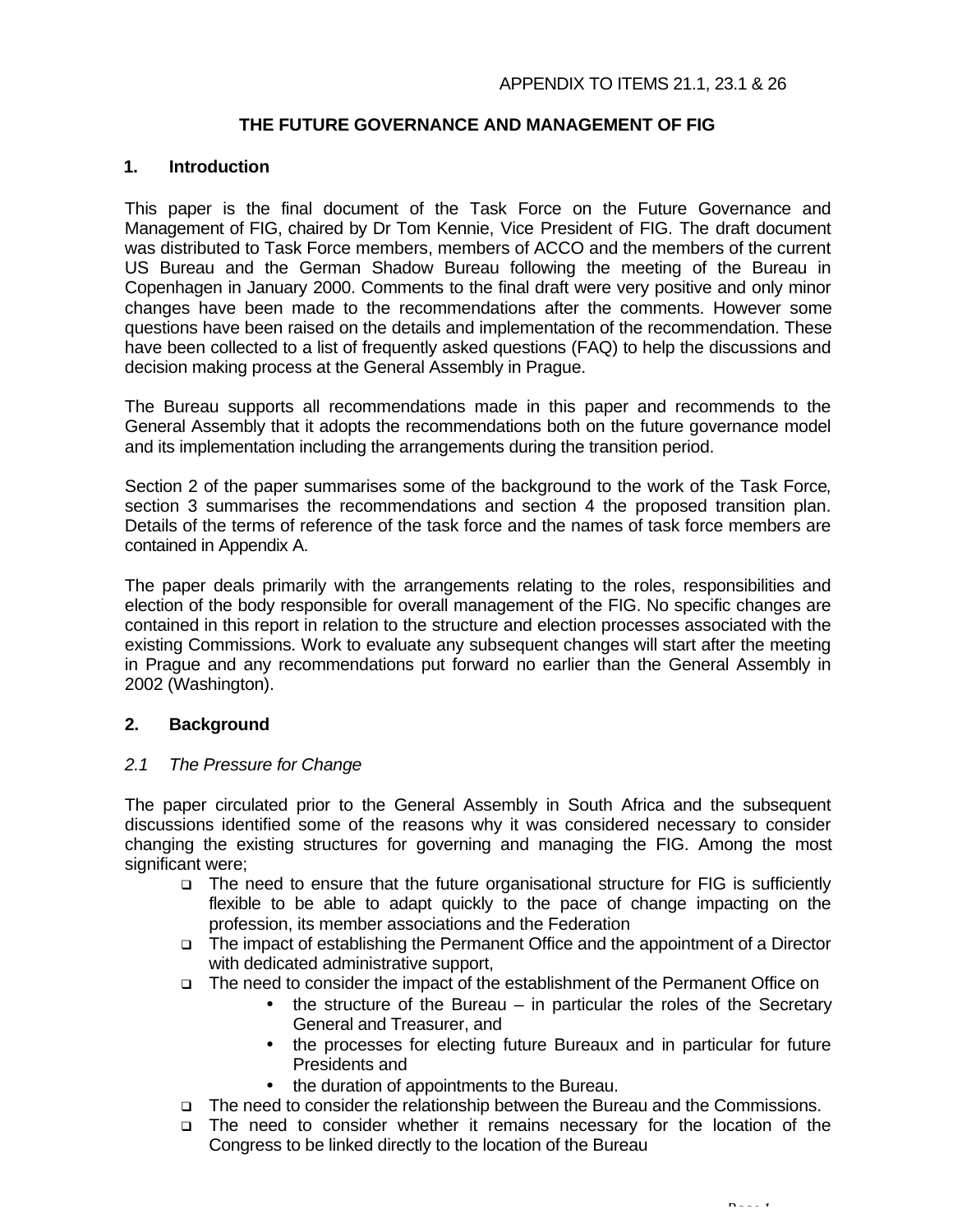APPENDIX TO ITEMS 21.1, 23.1 & 26

# THE FUTURE GOVERNANCE AND MANAGEMENT OF FIG

## 1. Introduction

This paper is the final document of the Task Force on the Future Governance and Management of FIG, chaired by Dr Tom Kennie, Vice President of FIG. The draft document was distributed to Task Force members, members of ACCO and the members of the current US Bureau and the German Shadow Bureau following the meeting of the Bureau in Copenhagen in January 2000. Comments to the final draft were very positive and only minor changes have been made to the recommendations after the comments. However some questions have been raised on the details and implementation of the recommendation. These have been collected to a list of frequently asked questions (FAQ) to help the discussions and decision making process at the General Assembly in Prague.

The Bureau supports all recommendations made in this paper and recommends to the General Assembly that it adopts the recommendations both on the future governance model and its implementation including the arrangements during the transition period.

Section 2 of the paper summarises some of the background to the work of the Task Force, section 3 summarises the recommendations and section 4 the proposed transition plan. Details of the terms of reference of the task force and the names of task force members are contained in Appendix A.

The paper deals primarily with the arrangements relating to the roles, responsibilities and election of the body responsible for overall management of the FIG. No specific changes are contained in this report in relation to the structure and election processes associated with the existing Commissions. Work to evaluate any subsequent changes will start after the meeting in Prague and any recommendations put forward no earlier than the General Assembly in 2002 (Washington).

## 2. Background

### *2.1 The Pressure for Change*

The paper circulated prior to the General Assembly in South Africa and the subsequent discussions identified some of the reasons why it was considered necessary to consider changing the existing structures for governing and managing the FIG. Among the most significant were;

- The need to ensure that the future organisational structure for FIG is sufficiently flexible to be able to adapt quickly to the pace of change impacting on the profession, its member associations and the Federation
- The impact of establishing the Permanent Office and the appointment of a Director with dedicated administrative support,
- The need to consider the impact of the establishment of the Permanent Office on
  - the structure of the Bureau – in particular the roles of the Secretary General and Treasurer, and
  - the processes for electing future Bureaux and in particular for future Presidents and
  - the duration of appointments to the Bureau.
- The need to consider the relationship between the Bureau and the Commissions.
- The need to consider whether it remains necessary for the location of the Congress to be linked directly to the location of the Bureau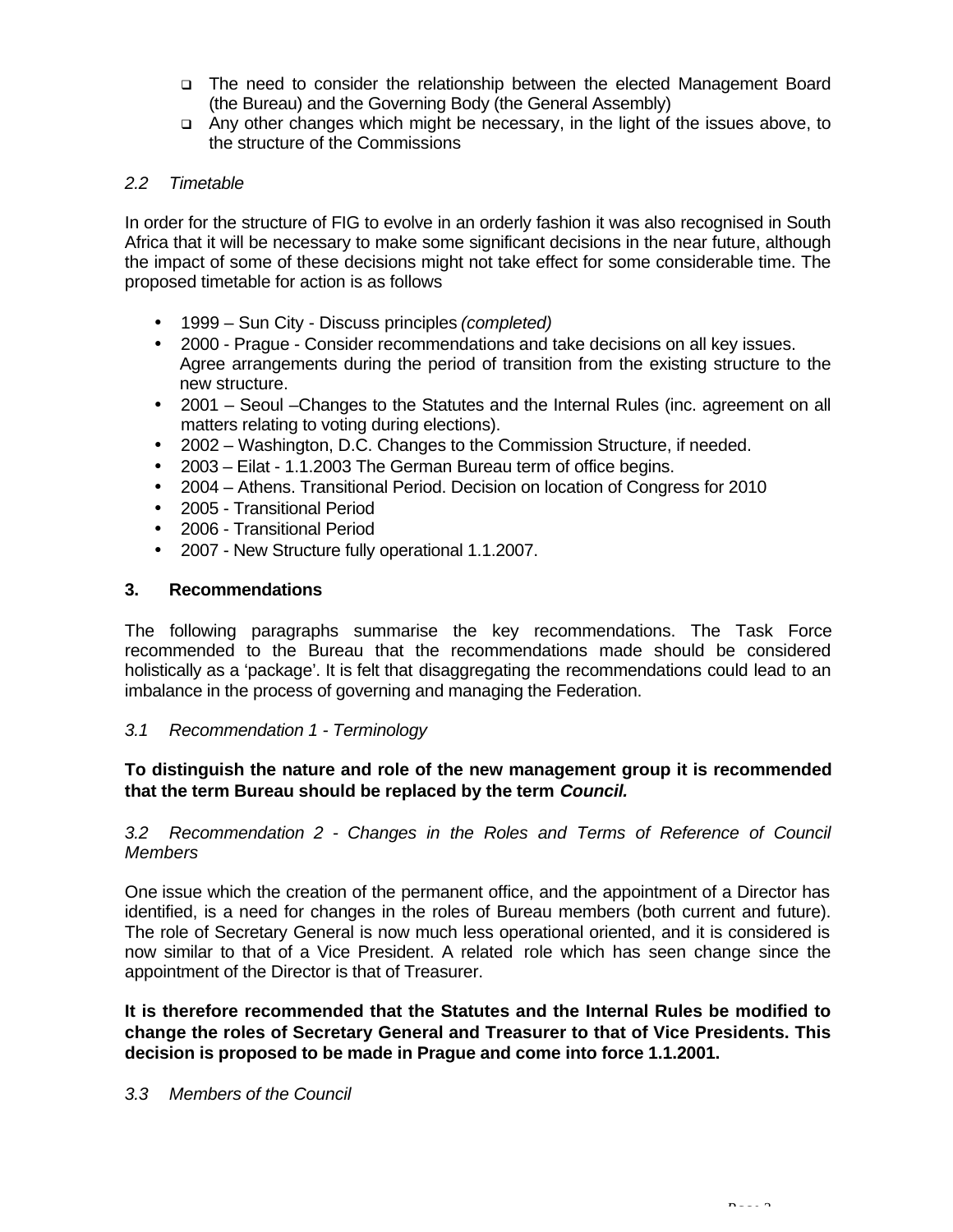- The need to consider the relationship between the elected Management Board (the Bureau) and the Governing Body (the General Assembly)
- Any other changes which might be necessary, in the light of the issues above, to the structure of the Commissions

*2.2 Timetable*

In order for the structure of FIG to evolve in an orderly fashion it was also recognised in South Africa that it will be necessary to make some significant decisions in the near future, although the impact of some of these decisions might not take effect for some considerable time. The proposed timetable for action is as follows

- 1999 – Sun City - Discuss principles *(completed)*
- 2000 - Prague - Consider recommendations and take decisions on all key issues. Agree arrangements during the period of transition from the existing structure to the new structure.
- 2001 – Seoul –Changes to the Statutes and the Internal Rules (inc. agreement on all matters relating to voting during elections).
- 2002 – Washington, D.C. Changes to the Commission Structure, if needed.
- 2003 – Eilat - 1.1.2003 The German Bureau term of office begins.
- 2004 – Athens. Transitional Period. Decision on location of Congress for 2010
- 2005 - Transitional Period
- 2006 - Transitional Period
- 2007 - New Structure fully operational 1.1.2007.

## 3. Recommendations

The following paragraphs summarise the key recommendations. The Task Force recommended to the Bureau that the recommendations made should be considered holistically as a 'package'. It is felt that disaggregating the recommendations could lead to an imbalance in the process of governing and managing the Federation.

*3.1 Recommendation 1 - Terminology*

**To distinguish the nature and role of the new management group it is recommended that the term Bureau should be replaced by the term *Council.***

*3.2 Recommendation 2 - Changes in the Roles and Terms of Reference of Council Members*

One issue which the creation of the permanent office, and the appointment of a Director has identified, is a need for changes in the roles of Bureau members (both current and future). The role of Secretary General is now much less operational oriented, and it is considered is now similar to that of a Vice President. A related role which has seen change since the appointment of the Director is that of Treasurer.

**It is therefore recommended that the Statutes and the Internal Rules be modified to change the roles of Secretary General and Treasurer to that of Vice Presidents. This decision is proposed to be made in Prague and come into force 1.1.2001.**

*3.3 Members of the Council*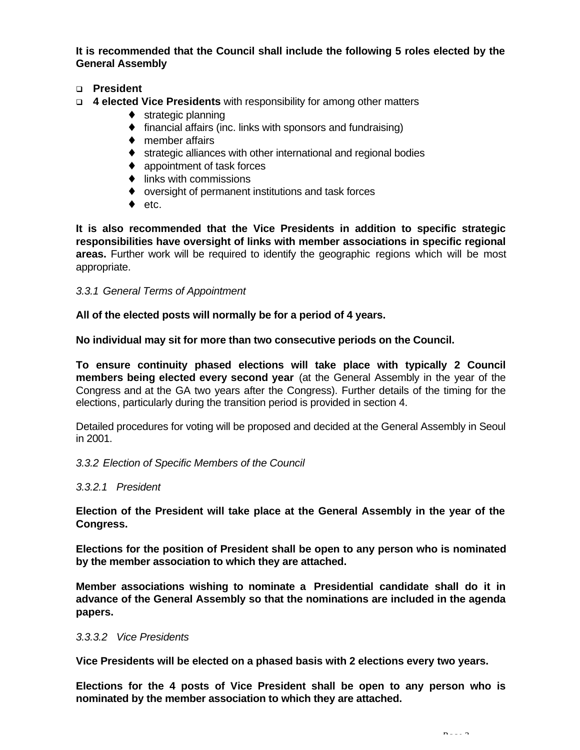**It is recommended that the Council shall include the following 5 roles elected by the General Assembly**

- **President**
- **4 elected Vice Presidents** with responsibility for among other matters
  - strategic planning
  - financial affairs (inc. links with sponsors and fundraising)
  - member affairs
  - strategic alliances with other international and regional bodies
  - appointment of task forces
  - links with commissions
  - oversight of permanent institutions and task forces
  - etc.

**It is also recommended that the Vice Presidents in addition to specific strategic responsibilities have oversight of links with member associations in specific regional areas.** Further work will be required to identify the geographic regions which will be most appropriate.

*3.3.1 General Terms of Appointment*

**All of the elected posts will normally be for a period of 4 years.**

**No individual may sit for more than two consecutive periods on the Council.**

**To ensure continuity phased elections will take place with typically 2 Council members being elected every second year** (at the General Assembly in the year of the Congress and at the GA two years after the Congress). Further details of the timing for the elections, particularly during the transition period is provided in section 4.

Detailed procedures for voting will be proposed and decided at the General Assembly in Seoul in 2001.

*3.3.2 Election of Specific Members of the Council*

*3.3.2.1 President*

**Election of the President will take place at the General Assembly in the year of the Congress.**

**Elections for the position of President shall be open to any person who is nominated by the member association to which they are attached.**

**Member associations wishing to nominate a Presidential candidate shall do it in advance of the General Assembly so that the nominations are included in the agenda papers.**

*3.3.3.2 Vice Presidents*

**Vice Presidents will be elected on a phased basis with 2 elections every two years.**

**Elections for the 4 posts of Vice President shall be open to any person who is nominated by the member association to which they are attached.**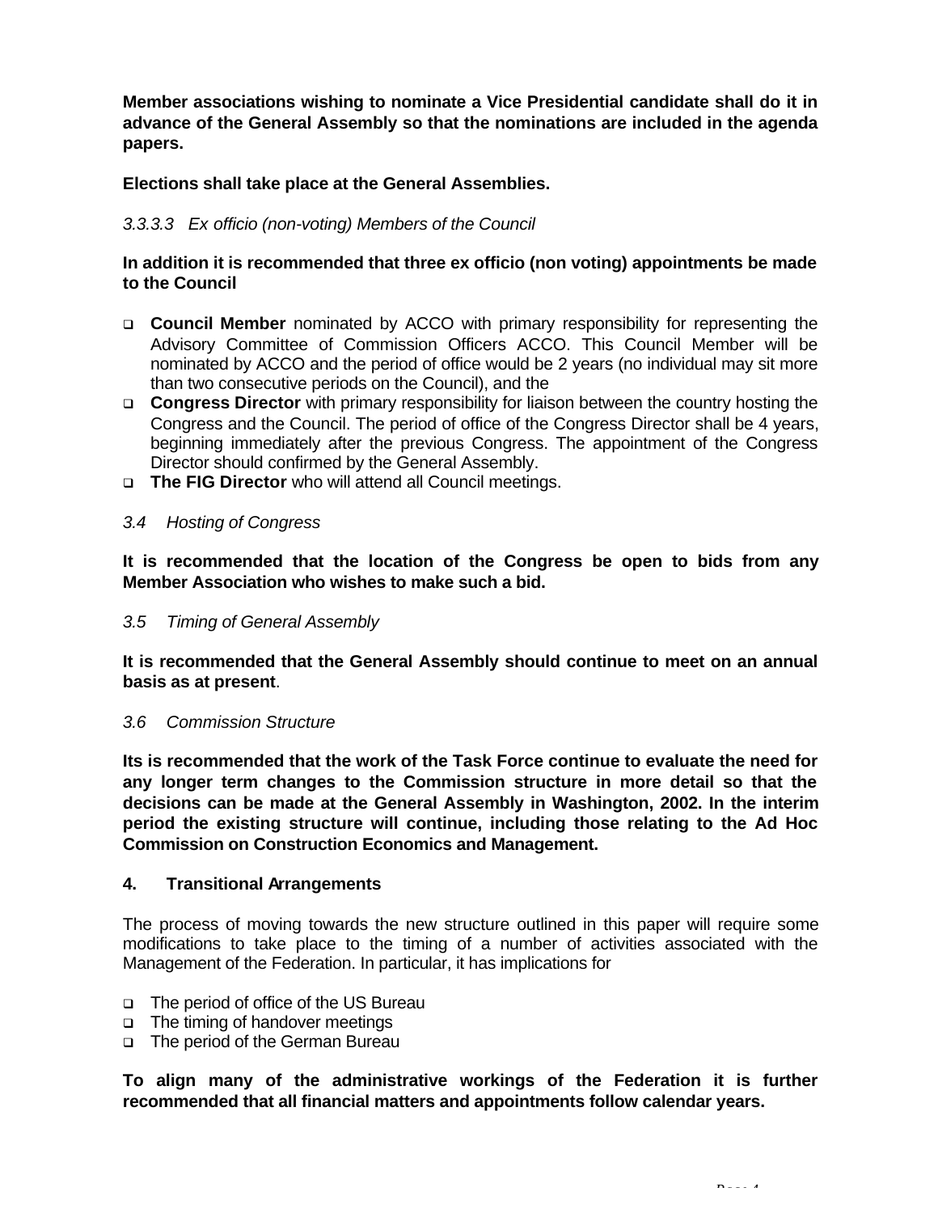**Member associations wishing to nominate a Vice Presidential candidate shall do it in advance of the General Assembly so that the nominations are included in the agenda papers.**

**Elections shall take place at the General Assemblies.**

*3.3.3.3 Ex officio (non-voting) Members of the Council*

**In addition it is recommended that three ex officio (non voting) appointments be made to the Council**

- **Council Member** nominated by ACCO with primary responsibility for representing the Advisory Committee of Commission Officers ACCO. This Council Member will be nominated by ACCO and the period of office would be 2 years (no individual may sit more than two consecutive periods on the Council), and the
- **Congress Director** with primary responsibility for liaison between the country hosting the Congress and the Council. The period of office of the Congress Director shall be 4 years, beginning immediately after the previous Congress. The appointment of the Congress Director should confirmed by the General Assembly.
- **The FIG Director** who will attend all Council meetings.

*3.4 Hosting of Congress*

**It is recommended that the location of the Congress be open to bids from any Member Association who wishes to make such a bid.**

*3.5 Timing of General Assembly*

**It is recommended that the General Assembly should continue to meet on an annual basis as at present**.

*3.6 Commission Structure*

**Its is recommended that the work of the Task Force continue to evaluate the need for any longer term changes to the Commission structure in more detail so that the decisions can be made at the General Assembly in Washington, 2002. In the interim period the existing structure will continue, including those relating to the Ad Hoc Commission on Construction Economics and Management.**

## 4. Transitional Arrangements

The process of moving towards the new structure outlined in this paper will require some modifications to take place to the timing of a number of activities associated with the Management of the Federation. In particular, it has implications for

- The period of office of the US Bureau
- The timing of handover meetings
- The period of the German Bureau

**To align many of the administrative workings of the Federation it is further recommended that all financial matters and appointments follow calendar years.**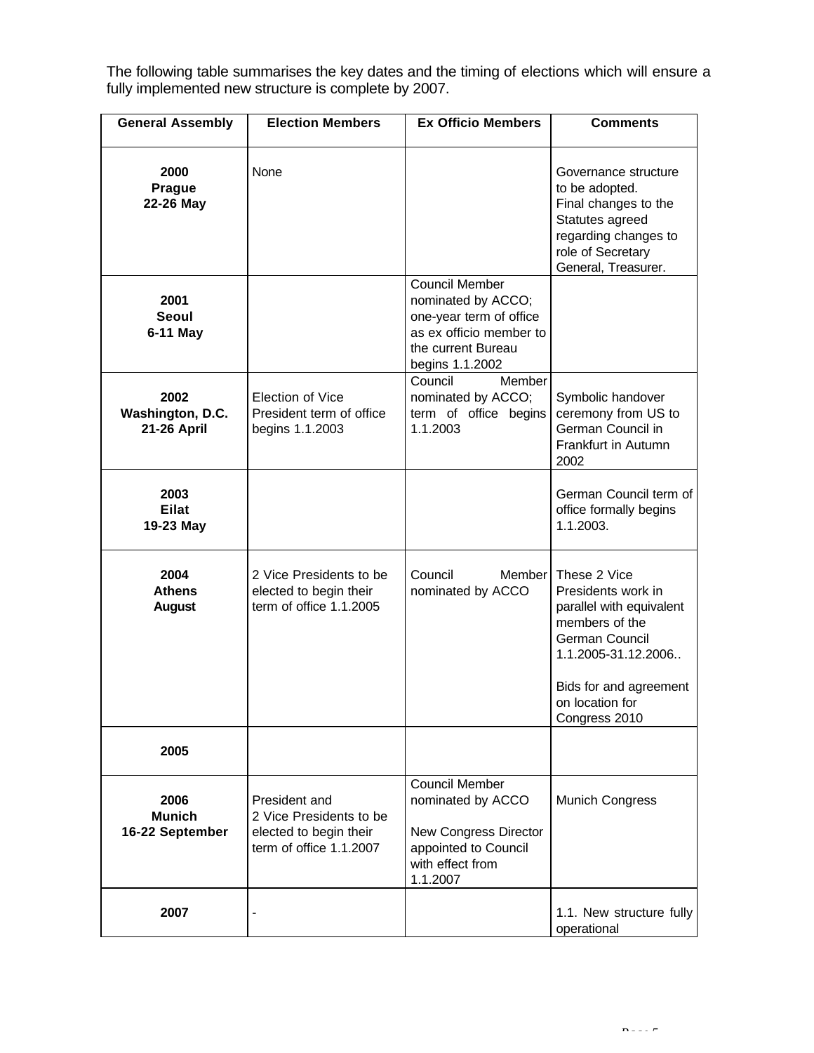The following table summarises the key dates and the timing of elections which will ensure a fully implemented new structure is complete by 2007.

| General Assembly | Election Members | Ex Officio Members | Comments |
|---|---|---|---|
| **2000 Prague 22-26 May** | None | | Governance structure to be adopted. Final changes to the Statutes agreed regarding changes to role of Secretary General, Treasurer. |
| **2001 Seoul 6-11 May** | | Council Member nominated by ACCO; one-year term of office as ex officio member to the current Bureau begins 1.1.2002 | |
| **2002 Washington, D.C. 21-26 April** | Election of Vice President term of office begins 1.1.2003 | Council Member nominated by ACCO; term of office begins 1.1.2003 | Symbolic handover ceremony from US to German Council in Frankfurt in Autumn 2002 |
| **2003 Eilat 19-23 May** | | | German Council term of office formally begins 1.1.2003. |
| **2004 Athens August** | 2 Vice Presidents to be elected to begin their term of office 1.1.2005 | Council Member nominated by ACCO | These 2 Vice Presidents work in parallel with equivalent members of the German Council 1.1.2005-31.12.2006.. <br><br> Bids for and agreement on location for Congress 2010 |
| **2005** | | | |
| **2006 Munich 16-22 September** | President and 2 Vice Presidents to be elected to begin their term of office 1.1.2007 | Council Member nominated by ACCO <br><br> New Congress Director appointed to Council with effect from 1.1.2007 | Munich Congress |
| **2007** | - | | 1.1. New structure fully operational |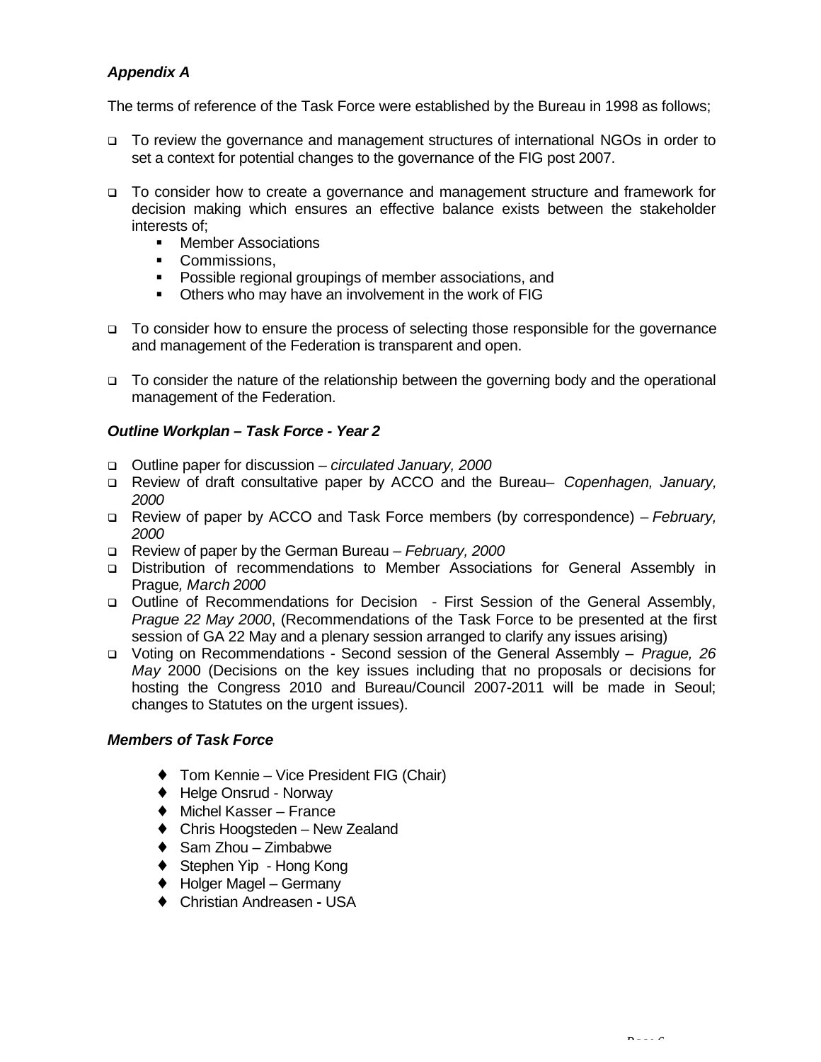***Appendix A***

The terms of reference of the Task Force were established by the Bureau in 1998 as follows;

- To review the governance and management structures of international NGOs in order to set a context for potential changes to the governance of the FIG post 2007.
- To consider how to create a governance and management structure and framework for decision making which ensures an effective balance exists between the stakeholder interests of;
  - Member Associations
  - Commissions,
  - Possible regional groupings of member associations, and
  - Others who may have an involvement in the work of FIG
- To consider how to ensure the process of selecting those responsible for the governance and management of the Federation is transparent and open.
- To consider the nature of the relationship between the governing body and the operational management of the Federation.

***Outline Workplan – Task Force - Year 2***

- Outline paper for discussion – *circulated January, 2000*
- Review of draft consultative paper by ACCO and the Bureau– *Copenhagen, January, 2000*
- Review of paper by ACCO and Task Force members (by correspondence) – *February, 2000*
- Review of paper by the German Bureau – *February, 2000*
- Distribution of recommendations to Member Associations for General Assembly in Prague*, March 2000*
- Outline of Recommendations for Decision - First Session of the General Assembly, *Prague 22 May 2000*, (Recommendations of the Task Force to be presented at the first session of GA 22 May and a plenary session arranged to clarify any issues arising)
- Voting on Recommendations - Second session of the General Assembly – *Prague, 26 May* 2000 (Decisions on the key issues including that no proposals or decisions for hosting the Congress 2010 and Bureau/Council 2007-2011 will be made in Seoul; changes to Statutes on the urgent issues).

***Members of Task Force***

- Tom Kennie – Vice President FIG (Chair)
- Helge Onsrud - Norway
- Michel Kasser – France
- Chris Hoogsteden – New Zealand
- Sam Zhou – Zimbabwe
- Stephen Yip - Hong Kong
- Holger Magel – Germany
- Christian Andreasen **-** USA